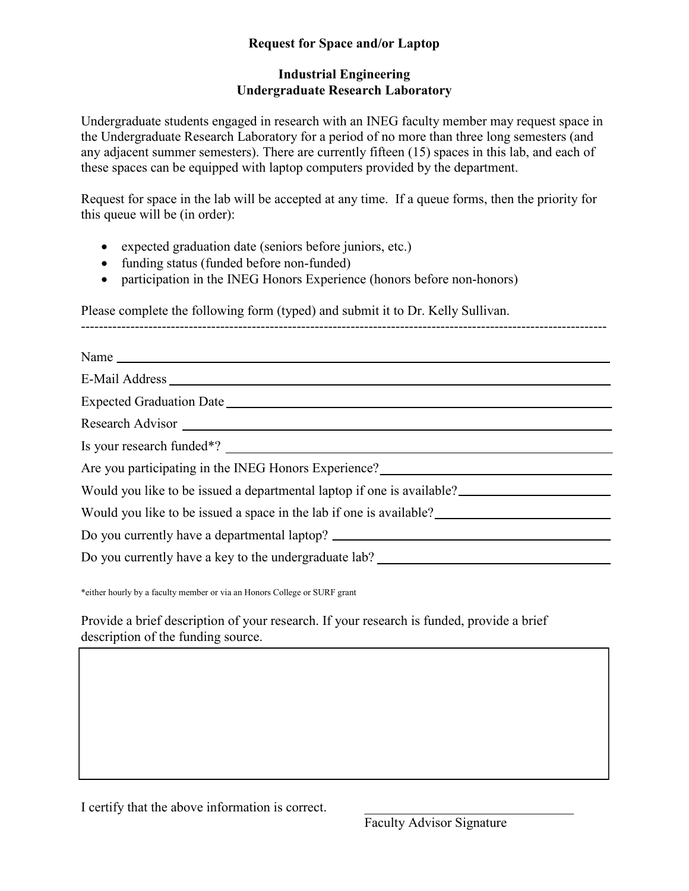**Request for Space and/or Laptop**

**Industrial Engineering**
**Undergraduate Research Laboratory**

Undergraduate students engaged in research with an INEG faculty member may request space in the Undergraduate Research Laboratory for a period of no more than three long semesters (and any adjacent summer semesters). There are currently fifteen (15) spaces in this lab, and each of these spaces can be equipped with laptop computers provided by the department.

Request for space in the lab will be accepted at any time. If a queue forms, then the priority for this queue will be (in order):

- expected graduation date (seniors before juniors, etc.)
- funding status (funded before non-funded)
- participation in the INEG Honors Experience (honors before non-honors)

Please complete the following form (typed) and submit it to Dr. Kelly Sullivan.

---

Name ______________________________

E-Mail Address ______________________________

Expected Graduation Date ______________________________

Research Advisor ______________________________

Is your research funded*? ______________________________

Are you participating in the INEG Honors Experience? ______________________________

Would you like to be issued a departmental laptop if one is available? ______________________________

Would you like to be issued a space in the lab if one is available? ______________________________

Do you currently have a departmental laptop? ______________________________

Do you currently have a key to the undergraduate lab? ______________________________

*either hourly by a faculty member or via an Honors College or SURF grant

Provide a brief description of your research. If your research is funded, provide a brief description of the funding source.

I certify that the above information is correct. ______________________________
Faculty Advisor Signature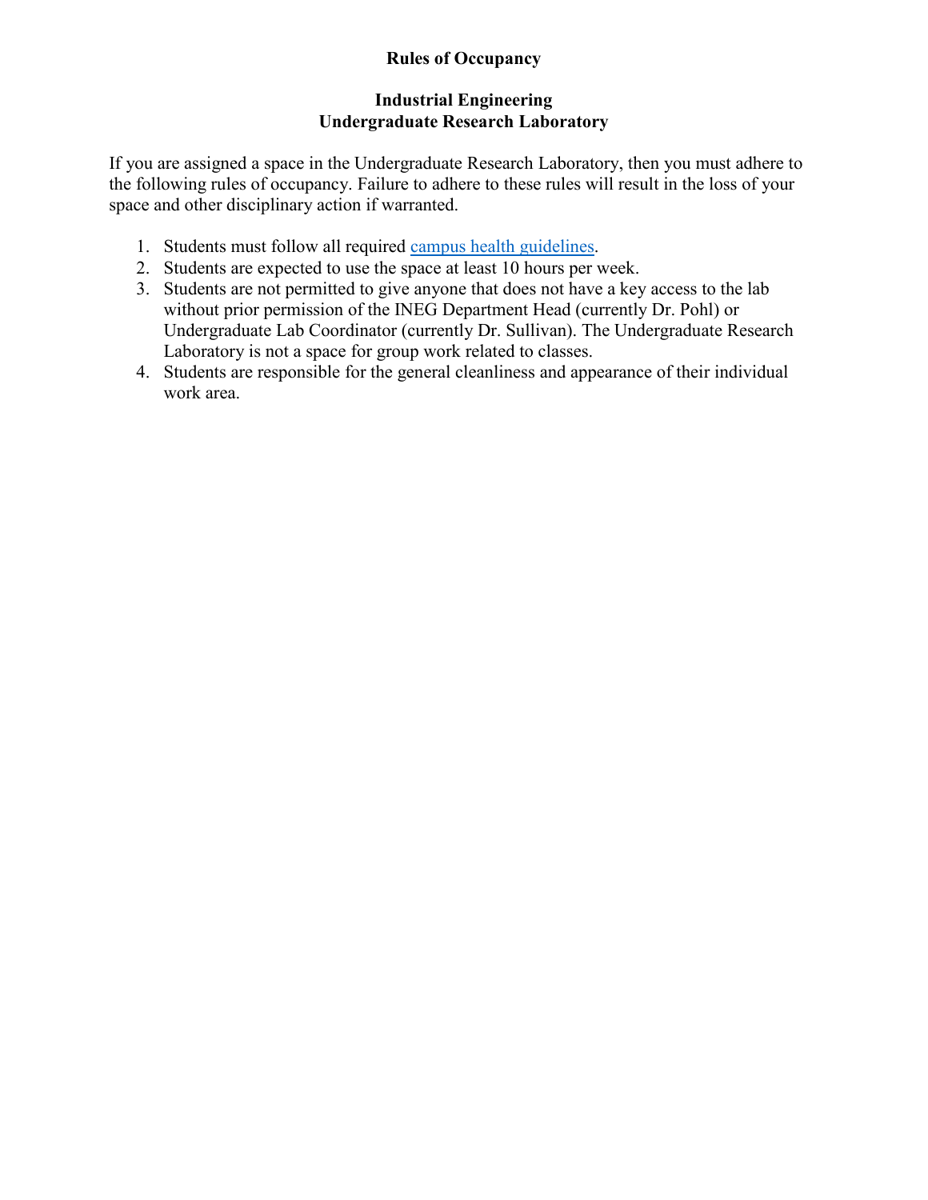**Rules of Occupancy**

**Industrial Engineering**
**Undergraduate Research Laboratory**

If you are assigned a space in the Undergraduate Research Laboratory, then you must adhere to the following rules of occupancy. Failure to adhere to these rules will result in the loss of your space and other disciplinary action if warranted.

1. Students must follow all required campus health guidelines.
2. Students are expected to use the space at least 10 hours per week.
3. Students are not permitted to give anyone that does not have a key access to the lab without prior permission of the INEG Department Head (currently Dr. Pohl) or Undergraduate Lab Coordinator (currently Dr. Sullivan). The Undergraduate Research Laboratory is not a space for group work related to classes.
4. Students are responsible for the general cleanliness and appearance of their individual work area.